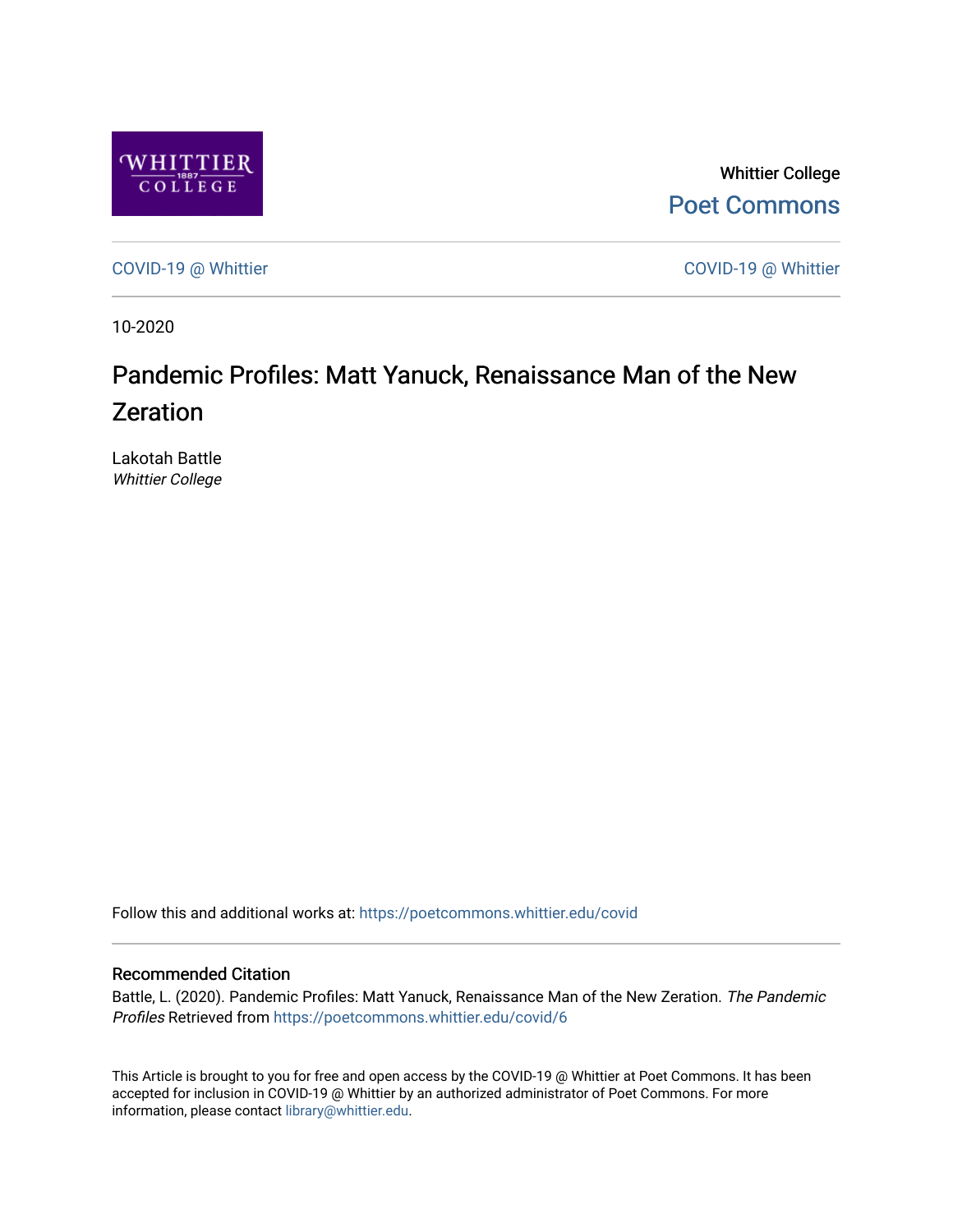Whittier College

Poet Commons

COVID-19 @ Whittier | COVID-19 @ Whittier

10-2020

# Pandemic Profiles: Matt Yanuck, Renaissance Man of the New Zeration

Lakotah Battle
*Whittier College*

Follow this and additional works at: https://poetcommons.whittier.edu/covid

## Recommended Citation

Battle, L. (2020). Pandemic Profiles: Matt Yanuck, Renaissance Man of the New Zeration. *The Pandemic Profiles* Retrieved from https://poetcommons.whittier.edu/covid/6

This Article is brought to you for free and open access by the COVID-19 @ Whittier at Poet Commons. It has been accepted for inclusion in COVID-19 @ Whittier by an authorized administrator of Poet Commons. For more information, please contact library@whittier.edu.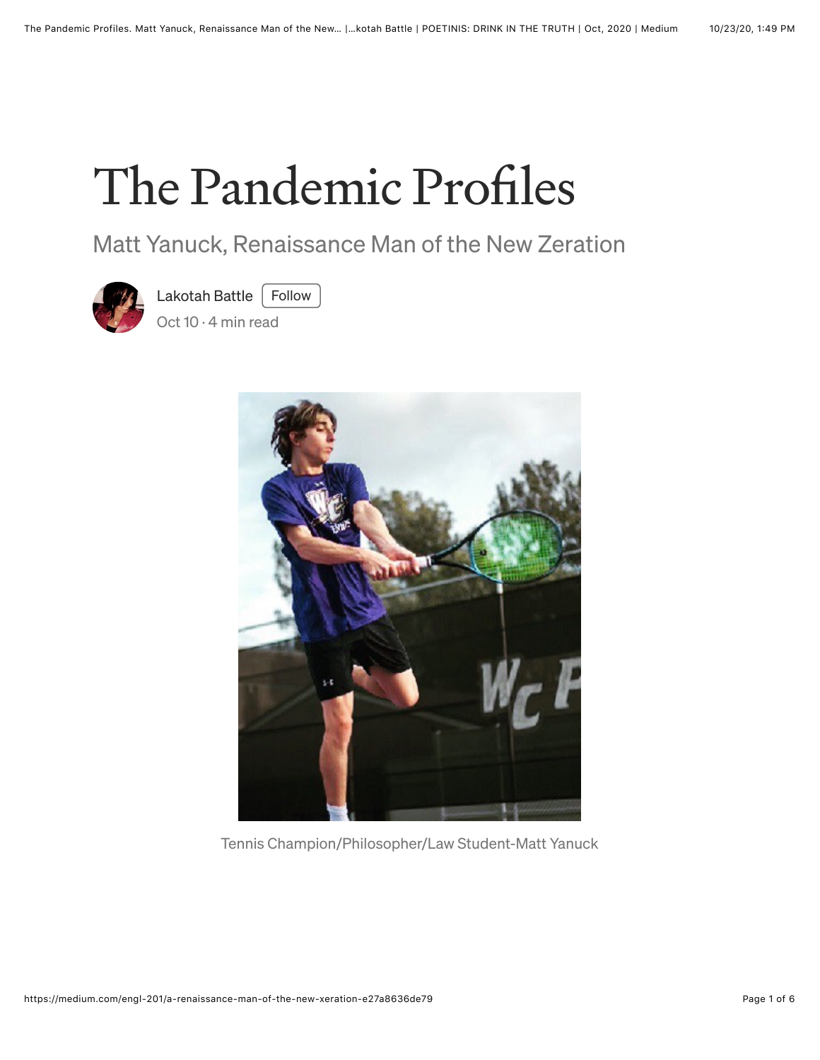# The Pandemic Profiles

## Matt Yanuck, Renaissance Man of the New Zeration

Lakotah Battle Follow

Oct 10 · 4 min read

Tennis Champion/Philosopher/Law Student-Matt Yanuck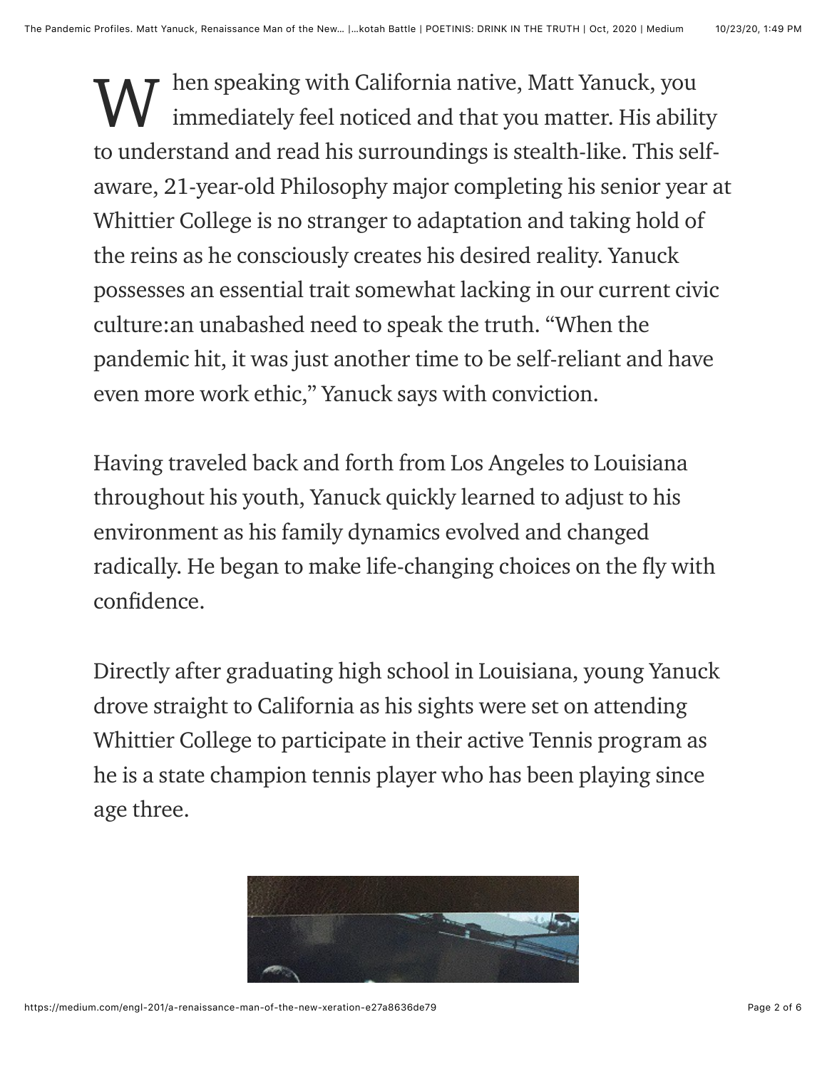When speaking with California native, Matt Yanuck, you immediately feel noticed and that you matter. His ability to understand and read his surroundings is stealth-like. This self-aware, 21-year-old Philosophy major completing his senior year at Whittier College is no stranger to adaptation and taking hold of the reins as he consciously creates his desired reality. Yanuck possesses an essential trait somewhat lacking in our current civic culture:an unabashed need to speak the truth. "When the pandemic hit, it was just another time to be self-reliant and have even more work ethic," Yanuck says with conviction.

Having traveled back and forth from Los Angeles to Louisiana throughout his youth, Yanuck quickly learned to adjust to his environment as his family dynamics evolved and changed radically. He began to make life-changing choices on the fly with confidence.

Directly after graduating high school in Louisiana, young Yanuck drove straight to California as his sights were set on attending Whittier College to participate in their active Tennis program as he is a state champion tennis player who has been playing since age three.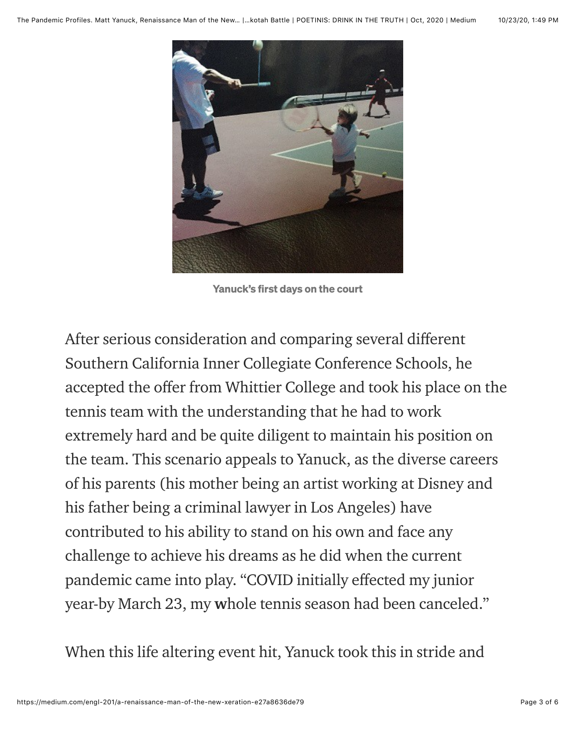Yanuck's first days on the court

After serious consideration and comparing several different Southern California Inner Collegiate Conference Schools, he accepted the offer from Whittier College and took his place on the tennis team with the understanding that he had to work extremely hard and be quite diligent to maintain his position on the team. This scenario appeals to Yanuck, as the diverse careers of his parents (his mother being an artist working at Disney and his father being a criminal lawyer in Los Angeles) have contributed to his ability to stand on his own and face any challenge to achieve his dreams as he did when the current pandemic came into play. "COVID initially effected my junior year-by March 23, my **w**hole tennis season had been canceled."

When this life altering event hit, Yanuck took this in stride and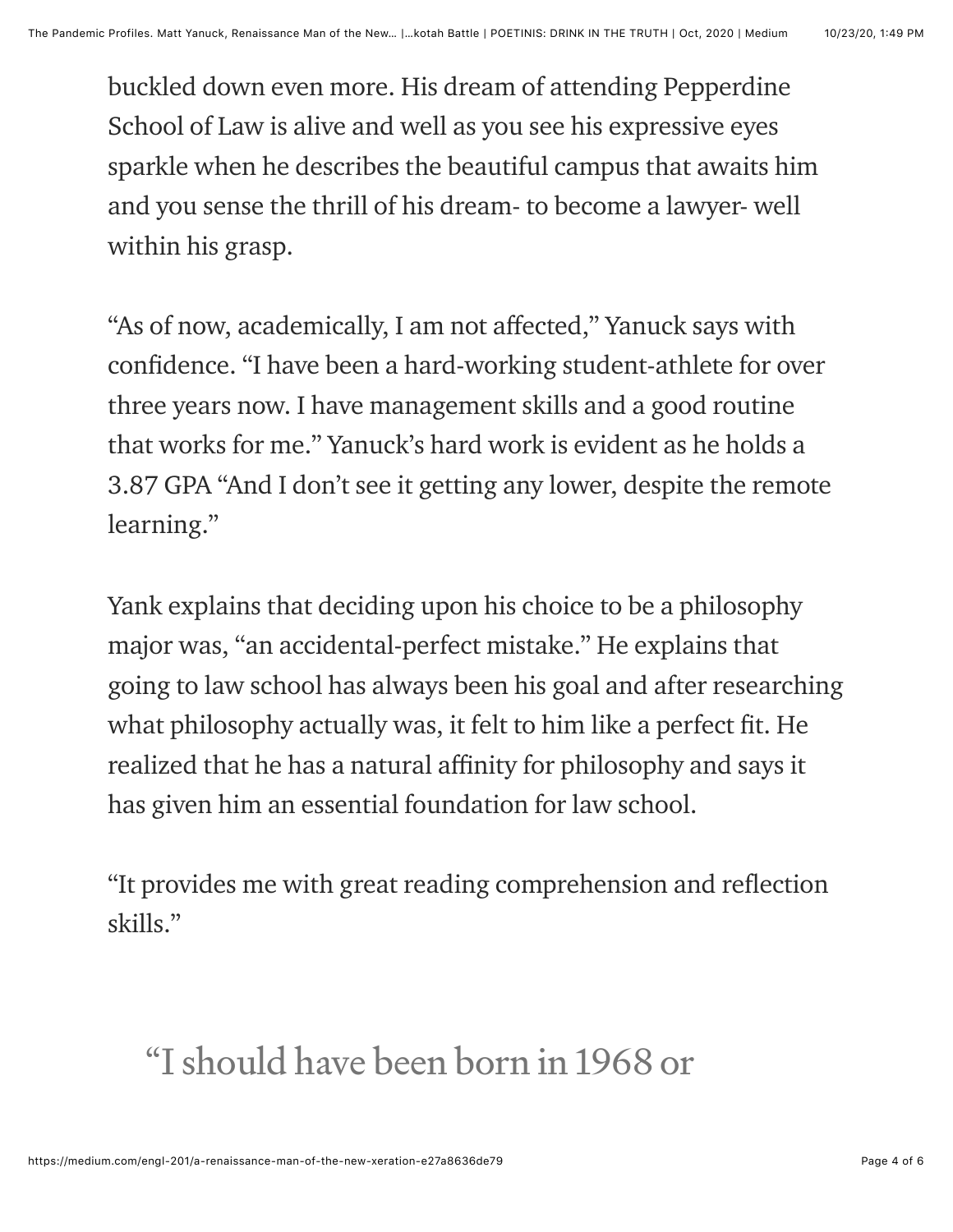buckled down even more. His dream of attending Pepperdine School of Law is alive and well as you see his expressive eyes sparkle when he describes the beautiful campus that awaits him and you sense the thrill of his dream- to become a lawyer- well within his grasp.

"As of now, academically, I am not affected," Yanuck says with confidence. "I have been a hard-working student-athlete for over three years now. I have management skills and a good routine that works for me." Yanuck's hard work is evident as he holds a 3.87 GPA "And I don't see it getting any lower, despite the remote learning."

Yank explains that deciding upon his choice to be a philosophy major was, "an accidental-perfect mistake." He explains that going to law school has always been his goal and after researching what philosophy actually was, it felt to him like a perfect fit. He realized that he has a natural affinity for philosophy and says it has given him an essential foundation for law school.

"It provides me with great reading comprehension and reflection skills."

> "I should have been born in 1968 or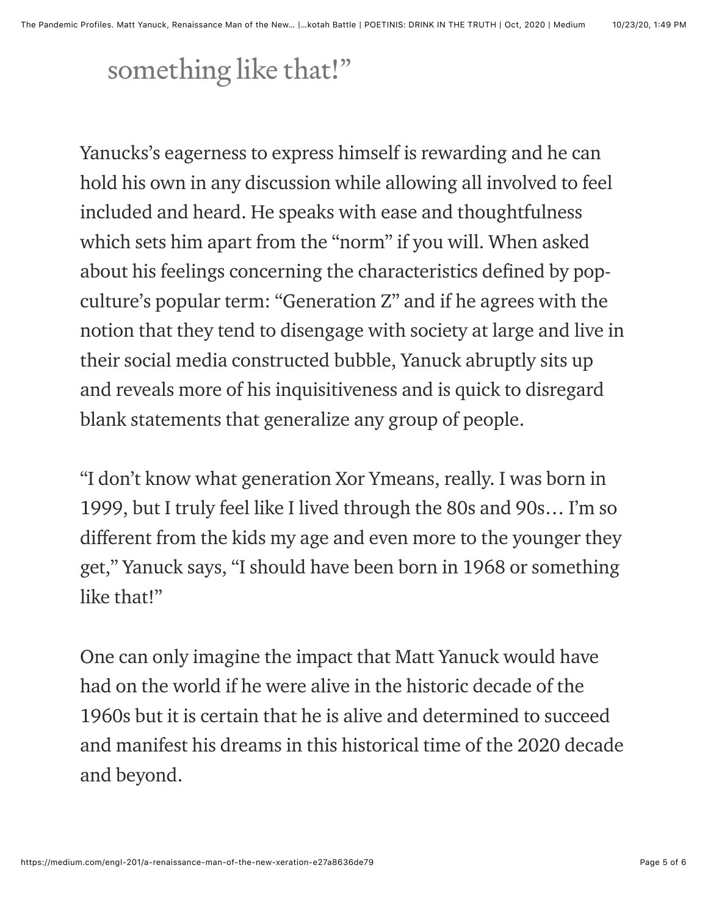something like that!"

Yanucks's eagerness to express himself is rewarding and he can hold his own in any discussion while allowing all involved to feel included and heard. He speaks with ease and thoughtfulness which sets him apart from the "norm" if you will. When asked about his feelings concerning the characteristics defined by pop-culture's popular term: "Generation Z" and if he agrees with the notion that they tend to disengage with society at large and live in their social media constructed bubble, Yanuck abruptly sits up and reveals more of his inquisitiveness and is quick to disregard blank statements that generalize any group of people.

"I don't know what generation Xor Ymeans, really. I was born in 1999, but I truly feel like I lived through the 80s and 90s… I'm so different from the kids my age and even more to the younger they get," Yanuck says, "I should have been born in 1968 or something like that!"

One can only imagine the impact that Matt Yanuck would have had on the world if he were alive in the historic decade of the 1960s but it is certain that he is alive and determined to succeed and manifest his dreams in this historical time of the 2020 decade and beyond.